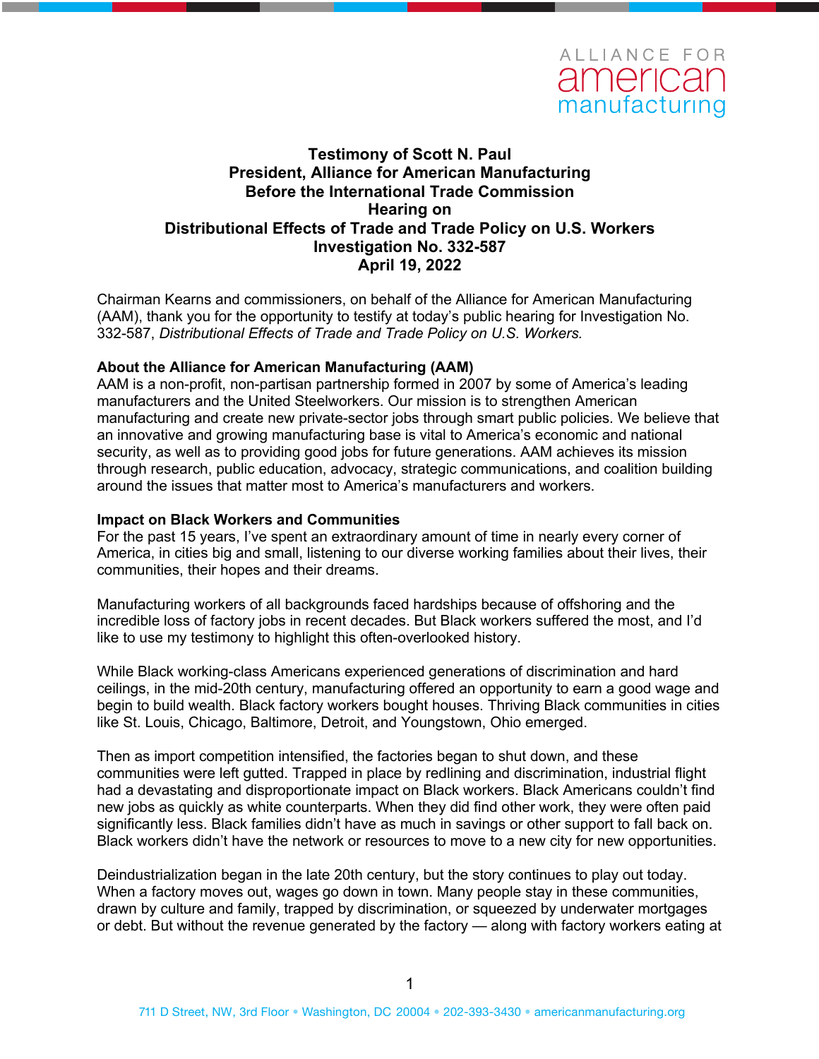**Testimony of Scott N. Paul**
**President, Alliance for American Manufacturing**
**Before the International Trade Commission**
**Hearing on**
**Distributional Effects of Trade and Trade Policy on U.S. Workers**
**Investigation No. 332-587**
**April 19, 2022**

Chairman Kearns and commissioners, on behalf of the Alliance for American Manufacturing (AAM), thank you for the opportunity to testify at today's public hearing for Investigation No. 332-587, *Distributional Effects of Trade and Trade Policy on U.S. Workers.*

**About the Alliance for American Manufacturing (AAM)**

AAM is a non-profit, non-partisan partnership formed in 2007 by some of America's leading manufacturers and the United Steelworkers. Our mission is to strengthen American manufacturing and create new private-sector jobs through smart public policies. We believe that an innovative and growing manufacturing base is vital to America's economic and national security, as well as to providing good jobs for future generations. AAM achieves its mission through research, public education, advocacy, strategic communications, and coalition building around the issues that matter most to America's manufacturers and workers.

**Impact on Black Workers and Communities**

For the past 15 years, I've spent an extraordinary amount of time in nearly every corner of America, in cities big and small, listening to our diverse working families about their lives, their communities, their hopes and their dreams.

Manufacturing workers of all backgrounds faced hardships because of offshoring and the incredible loss of factory jobs in recent decades. But Black workers suffered the most, and I'd like to use my testimony to highlight this often-overlooked history.

While Black working-class Americans experienced generations of discrimination and hard ceilings, in the mid-20th century, manufacturing offered an opportunity to earn a good wage and begin to build wealth. Black factory workers bought houses. Thriving Black communities in cities like St. Louis, Chicago, Baltimore, Detroit, and Youngstown, Ohio emerged.

Then as import competition intensified, the factories began to shut down, and these communities were left gutted. Trapped in place by redlining and discrimination, industrial flight had a devastating and disproportionate impact on Black workers. Black Americans couldn't find new jobs as quickly as white counterparts. When they did find other work, they were often paid significantly less. Black families didn't have as much in savings or other support to fall back on. Black workers didn't have the network or resources to move to a new city for new opportunities.

Deindustrialization began in the late 20th century, but the story continues to play out today. When a factory moves out, wages go down in town. Many people stay in these communities, drawn by culture and family, trapped by discrimination, or squeezed by underwater mortgages or debt. But without the revenue generated by the factory — along with factory workers eating at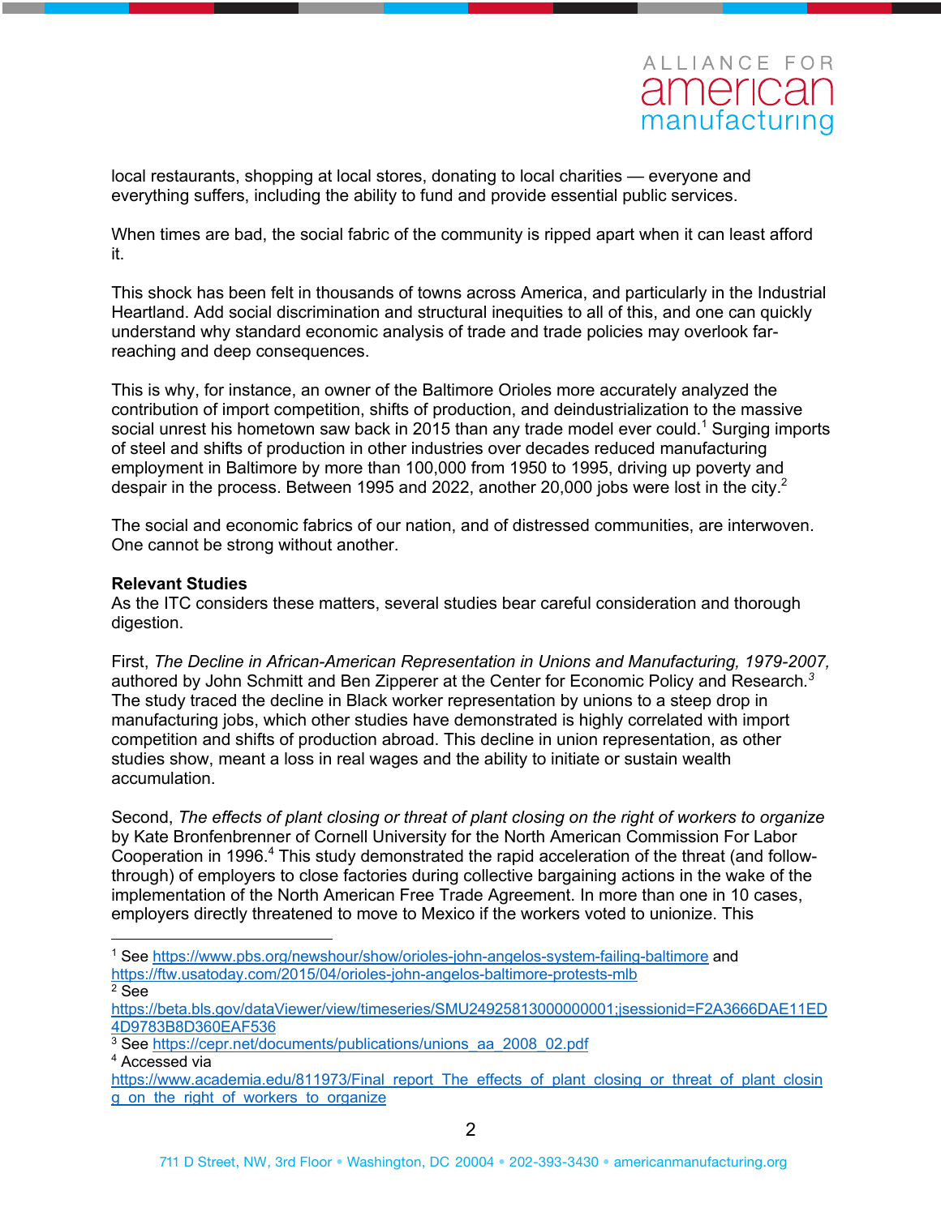local restaurants, shopping at local stores, donating to local charities — everyone and everything suffers, including the ability to fund and provide essential public services.

When times are bad, the social fabric of the community is ripped apart when it can least afford it.

This shock has been felt in thousands of towns across America, and particularly in the Industrial Heartland. Add social discrimination and structural inequities to all of this, and one can quickly understand why standard economic analysis of trade and trade policies may overlook far-reaching and deep consequences.

This is why, for instance, an owner of the Baltimore Orioles more accurately analyzed the contribution of import competition, shifts of production, and deindustrialization to the massive social unrest his hometown saw back in 2015 than any trade model ever could.[1] Surging imports of steel and shifts of production in other industries over decades reduced manufacturing employment in Baltimore by more than 100,000 from 1950 to 1995, driving up poverty and despair in the process. Between 1995 and 2022, another 20,000 jobs were lost in the city.[2]

The social and economic fabrics of our nation, and of distressed communities, are interwoven. One cannot be strong without another.

**Relevant Studies**
As the ITC considers these matters, several studies bear careful consideration and thorough digestion.

First, *The Decline in African-American Representation in Unions and Manufacturing, 1979-2007,* authored by John Schmitt and Ben Zipperer at the Center for Economic Policy and Research.[3] The study traced the decline in Black worker representation by unions to a steep drop in manufacturing jobs, which other studies have demonstrated is highly correlated with import competition and shifts of production abroad. This decline in union representation, as other studies show, meant a loss in real wages and the ability to initiate or sustain wealth accumulation.

Second, *The effects of plant closing or threat of plant closing on the right of workers to organize* by Kate Bronfenbrenner of Cornell University for the North American Commission For Labor Cooperation in 1996.[4] This study demonstrated the rapid acceleration of the threat (and follow-through) of employers to close factories during collective bargaining actions in the wake of the implementation of the North American Free Trade Agreement. In more than one in 10 cases, employers directly threatened to move to Mexico if the workers voted to unionize. This

---

[1] See https://www.pbs.org/newshour/show/orioles-john-angelos-system-failing-baltimore and https://ftw.usatoday.com/2015/04/orioles-john-angelos-baltimore-protests-mlb

[2] See https://beta.bls.gov/dataViewer/view/timeseries/SMU24925813000000001;jsessionid=F2A3666DAE11ED4D9783B8D360EAF536

[3] See https://cepr.net/documents/publications/unions_aa_2008_02.pdf

[4] Accessed via https://www.academia.edu/811973/Final_report_The_effects_of_plant_closing_or_threat_of_plant_closing_on_the_right_of_workers_to_organize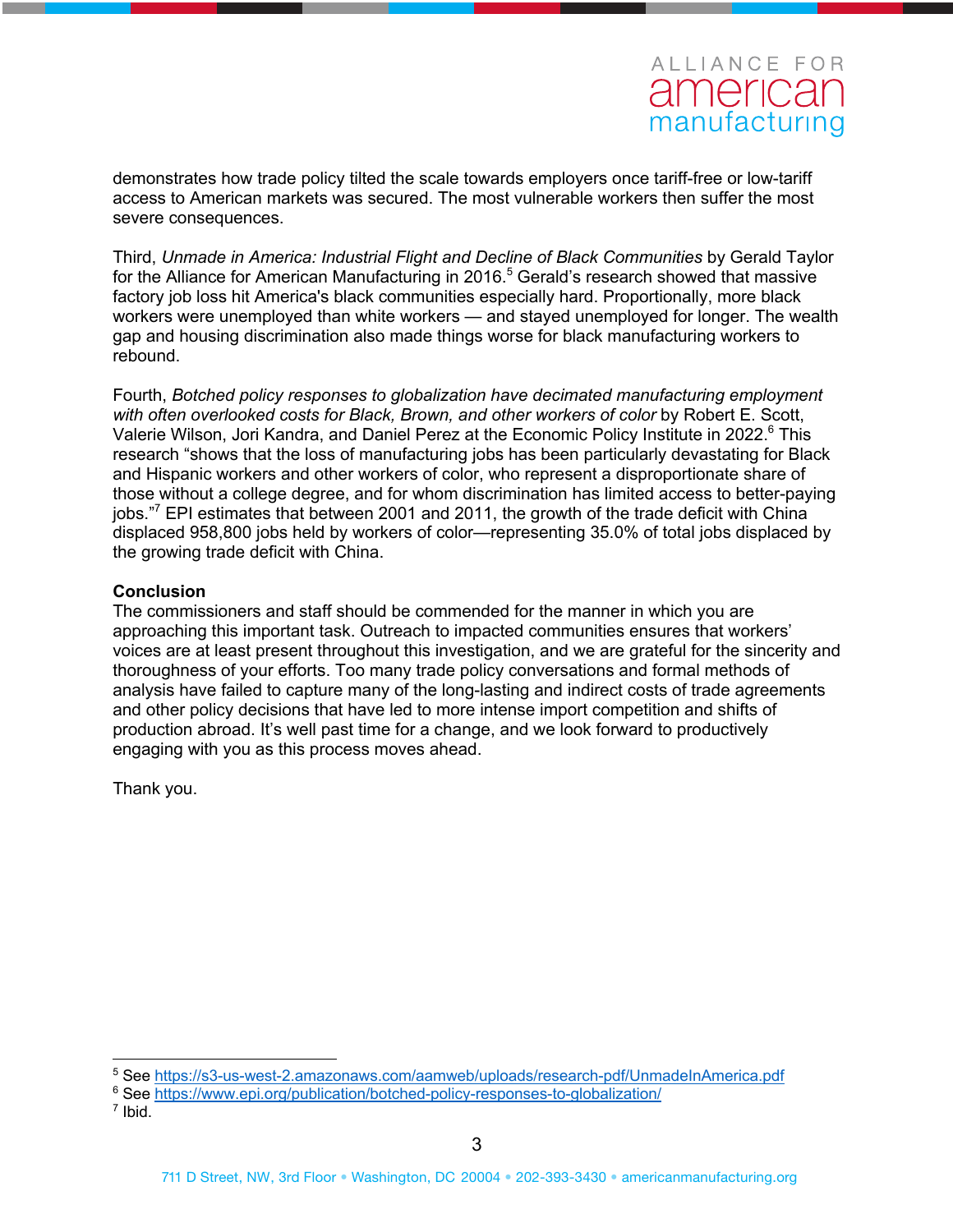demonstrates how trade policy tilted the scale towards employers once tariff-free or low-tariff access to American markets was secured. The most vulnerable workers then suffer the most severe consequences.

Third, *Unmade in America: Industrial Flight and Decline of Black Communities* by Gerald Taylor for the Alliance for American Manufacturing in 2016.[5] Gerald's research showed that massive factory job loss hit America's black communities especially hard. Proportionally, more black workers were unemployed than white workers — and stayed unemployed for longer. The wealth gap and housing discrimination also made things worse for black manufacturing workers to rebound.

Fourth, *Botched policy responses to globalization have decimated manufacturing employment with often overlooked costs for Black, Brown, and other workers of color* by Robert E. Scott, Valerie Wilson, Jori Kandra, and Daniel Perez at the Economic Policy Institute in 2022.[6] This research "shows that the loss of manufacturing jobs has been particularly devastating for Black and Hispanic workers and other workers of color, who represent a disproportionate share of those without a college degree, and for whom discrimination has limited access to better-paying jobs."[7] EPI estimates that between 2001 and 2011, the growth of the trade deficit with China displaced 958,800 jobs held by workers of color—representing 35.0% of total jobs displaced by the growing trade deficit with China.

**Conclusion**

The commissioners and staff should be commended for the manner in which you are approaching this important task. Outreach to impacted communities ensures that workers' voices are at least present throughout this investigation, and we are grateful for the sincerity and thoroughness of your efforts. Too many trade policy conversations and formal methods of analysis have failed to capture many of the long-lasting and indirect costs of trade agreements and other policy decisions that have led to more intense import competition and shifts of production abroad. It's well past time for a change, and we look forward to productively engaging with you as this process moves ahead.

Thank you.

---

[5] See https://s3-us-west-2.amazonaws.com/aamweb/uploads/research-pdf/UnmadeInAmerica.pdf

[6] See https://www.epi.org/publication/botched-policy-responses-to-globalization/

[7] Ibid.